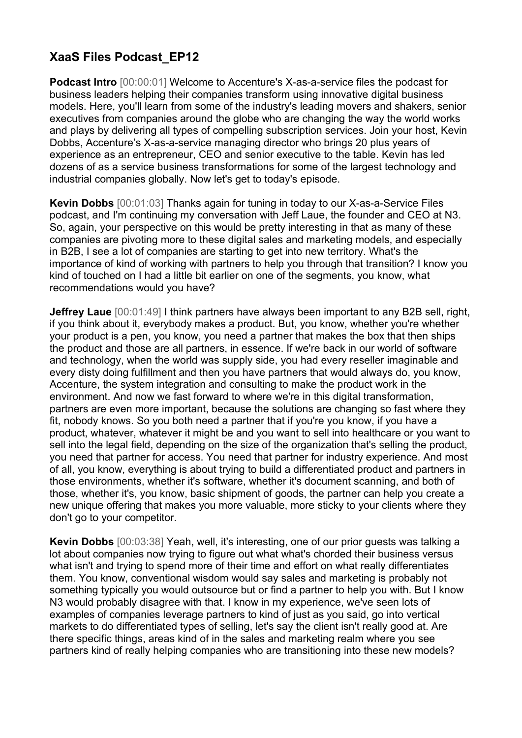# XaaS Files Podcast_EP12

**Podcast Intro** [00:00:01] Welcome to Accenture's X-as-a-service files the podcast for business leaders helping their companies transform using innovative digital business models. Here, you'll learn from some of the industry's leading movers and shakers, senior executives from companies around the globe who are changing the way the world works and plays by delivering all types of compelling subscription services. Join your host, Kevin Dobbs, Accenture's X-as-a-service managing director who brings 20 plus years of experience as an entrepreneur, CEO and senior executive to the table. Kevin has led dozens of as a service business transformations for some of the largest technology and industrial companies globally. Now let's get to today's episode.

**Kevin Dobbs** [00:01:03] Thanks again for tuning in today to our X-as-a-Service Files podcast, and I'm continuing my conversation with Jeff Laue, the founder and CEO at N3. So, again, your perspective on this would be pretty interesting in that as many of these companies are pivoting more to these digital sales and marketing models, and especially in B2B, I see a lot of companies are starting to get into new territory. What's the importance of kind of working with partners to help you through that transition? I know you kind of touched on I had a little bit earlier on one of the segments, you know, what recommendations would you have?

**Jeffrey Laue** [00:01:49] I think partners have always been important to any B2B sell, right, if you think about it, everybody makes a product. But, you know, whether you're whether your product is a pen, you know, you need a partner that makes the box that then ships the product and those are all partners, in essence. If we're back in our world of software and technology, when the world was supply side, you had every reseller imaginable and every disty doing fulfillment and then you have partners that would always do, you know, Accenture, the system integration and consulting to make the product work in the environment. And now we fast forward to where we're in this digital transformation, partners are even more important, because the solutions are changing so fast where they fit, nobody knows. So you both need a partner that if you're you know, if you have a product, whatever, whatever it might be and you want to sell into healthcare or you want to sell into the legal field, depending on the size of the organization that's selling the product, you need that partner for access. You need that partner for industry experience. And most of all, you know, everything is about trying to build a differentiated product and partners in those environments, whether it's software, whether it's document scanning, and both of those, whether it's, you know, basic shipment of goods, the partner can help you create a new unique offering that makes you more valuable, more sticky to your clients where they don't go to your competitor.

**Kevin Dobbs** [00:03:38] Yeah, well, it's interesting, one of our prior guests was talking a lot about companies now trying to figure out what what's chorded their business versus what isn't and trying to spend more of their time and effort on what really differentiates them. You know, conventional wisdom would say sales and marketing is probably not something typically you would outsource but or find a partner to help you with. But I know N3 would probably disagree with that. I know in my experience, we've seen lots of examples of companies leverage partners to kind of just as you said, go into vertical markets to do differentiated types of selling, let's say the client isn't really good at. Are there specific things, areas kind of in the sales and marketing realm where you see partners kind of really helping companies who are transitioning into these new models?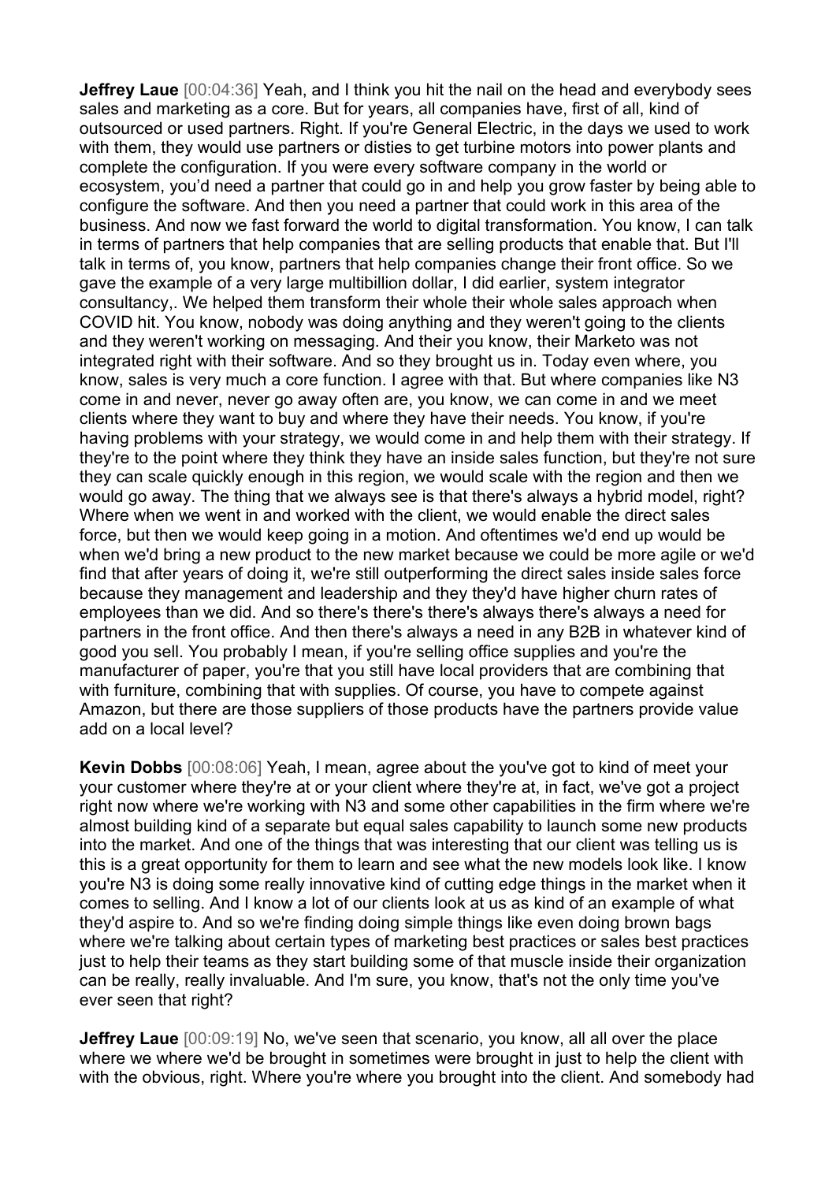**Jeffrey Laue** [00:04:36] Yeah, and I think you hit the nail on the head and everybody sees sales and marketing as a core. But for years, all companies have, first of all, kind of outsourced or used partners. Right. If you're General Electric, in the days we used to work with them, they would use partners or disties to get turbine motors into power plants and complete the configuration. If you were every software company in the world or ecosystem, you'd need a partner that could go in and help you grow faster by being able to configure the software. And then you need a partner that could work in this area of the business. And now we fast forward the world to digital transformation. You know, I can talk in terms of partners that help companies that are selling products that enable that. But I'll talk in terms of, you know, partners that help companies change their front office. So we gave the example of a very large multibillion dollar, I did earlier, system integrator consultancy,. We helped them transform their whole their whole sales approach when COVID hit. You know, nobody was doing anything and they weren't going to the clients and they weren't working on messaging. And their you know, their Marketo was not integrated right with their software. And so they brought us in. Today even where, you know, sales is very much a core function. I agree with that. But where companies like N3 come in and never, never go away often are, you know, we can come in and we meet clients where they want to buy and where they have their needs. You know, if you're having problems with your strategy, we would come in and help them with their strategy. If they're to the point where they think they have an inside sales function, but they're not sure they can scale quickly enough in this region, we would scale with the region and then we would go away. The thing that we always see is that there's always a hybrid model, right? Where when we went in and worked with the client, we would enable the direct sales force, but then we would keep going in a motion. And oftentimes we'd end up would be when we'd bring a new product to the new market because we could be more agile or we'd find that after years of doing it, we're still outperforming the direct sales inside sales force because they management and leadership and they they'd have higher churn rates of employees than we did. And so there's there's there's always there's always a need for partners in the front office. And then there's always a need in any B2B in whatever kind of good you sell. You probably I mean, if you're selling office supplies and you're the manufacturer of paper, you're that you still have local providers that are combining that with furniture, combining that with supplies. Of course, you have to compete against Amazon, but there are those suppliers of those products have the partners provide value add on a local level?

**Kevin Dobbs** [00:08:06] Yeah, I mean, agree about the you've got to kind of meet your your customer where they're at or your client where they're at, in fact, we've got a project right now where we're working with N3 and some other capabilities in the firm where we're almost building kind of a separate but equal sales capability to launch some new products into the market. And one of the things that was interesting that our client was telling us is this is a great opportunity for them to learn and see what the new models look like. I know you're N3 is doing some really innovative kind of cutting edge things in the market when it comes to selling. And I know a lot of our clients look at us as kind of an example of what they'd aspire to. And so we're finding doing simple things like even doing brown bags where we're talking about certain types of marketing best practices or sales best practices just to help their teams as they start building some of that muscle inside their organization can be really, really invaluable. And I'm sure, you know, that's not the only time you've ever seen that right?

**Jeffrey Laue** [00:09:19] No, we've seen that scenario, you know, all all over the place where we where we'd be brought in sometimes were brought in just to help the client with with the obvious, right. Where you're where you brought into the client. And somebody had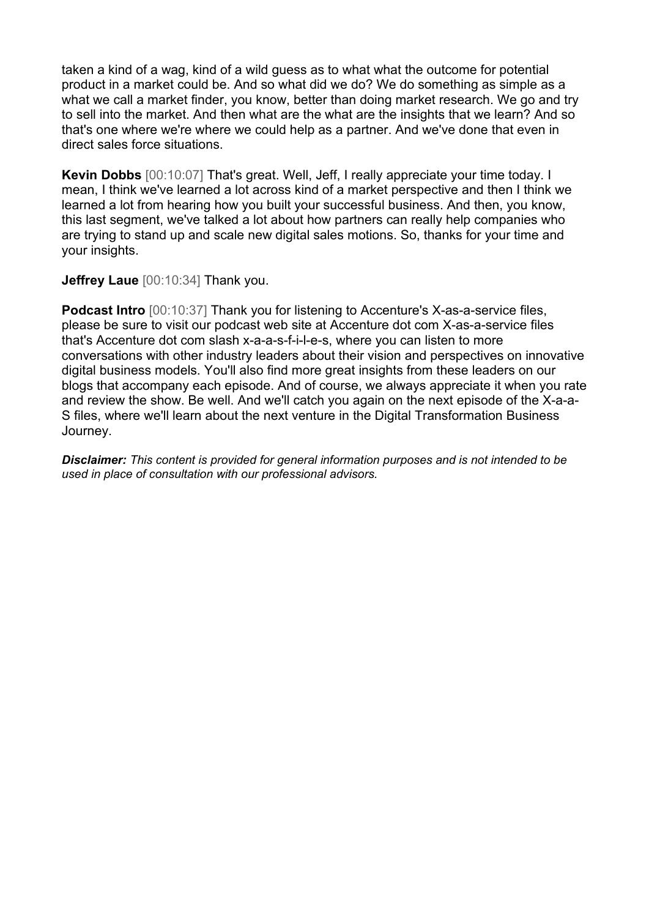taken a kind of a wag, kind of a wild guess as to what what the outcome for potential product in a market could be. And so what did we do? We do something as simple as a what we call a market finder, you know, better than doing market research. We go and try to sell into the market. And then what are the what are the insights that we learn? And so that's one where we're where we could help as a partner. And we've done that even in direct sales force situations.

**Kevin Dobbs** [00:10:07] That's great. Well, Jeff, I really appreciate your time today. I mean, I think we've learned a lot across kind of a market perspective and then I think we learned a lot from hearing how you built your successful business. And then, you know, this last segment, we've talked a lot about how partners can really help companies who are trying to stand up and scale new digital sales motions. So, thanks for your time and your insights.

**Jeffrey Laue** [00:10:34] Thank you.

**Podcast Intro** [00:10:37] Thank you for listening to Accenture's X-as-a-service files, please be sure to visit our podcast web site at Accenture dot com X-as-a-service files that's Accenture dot com slash x-a-a-s-f-i-l-e-s, where you can listen to more conversations with other industry leaders about their vision and perspectives on innovative digital business models. You'll also find more great insights from these leaders on our blogs that accompany each episode. And of course, we always appreciate it when you rate and review the show. Be well. And we'll catch you again on the next episode of the X-a-a-S files, where we'll learn about the next venture in the Digital Transformation Business Journey.

***Disclaimer:*** *This content is provided for general information purposes and is not intended to be used in place of consultation with our professional advisors.*